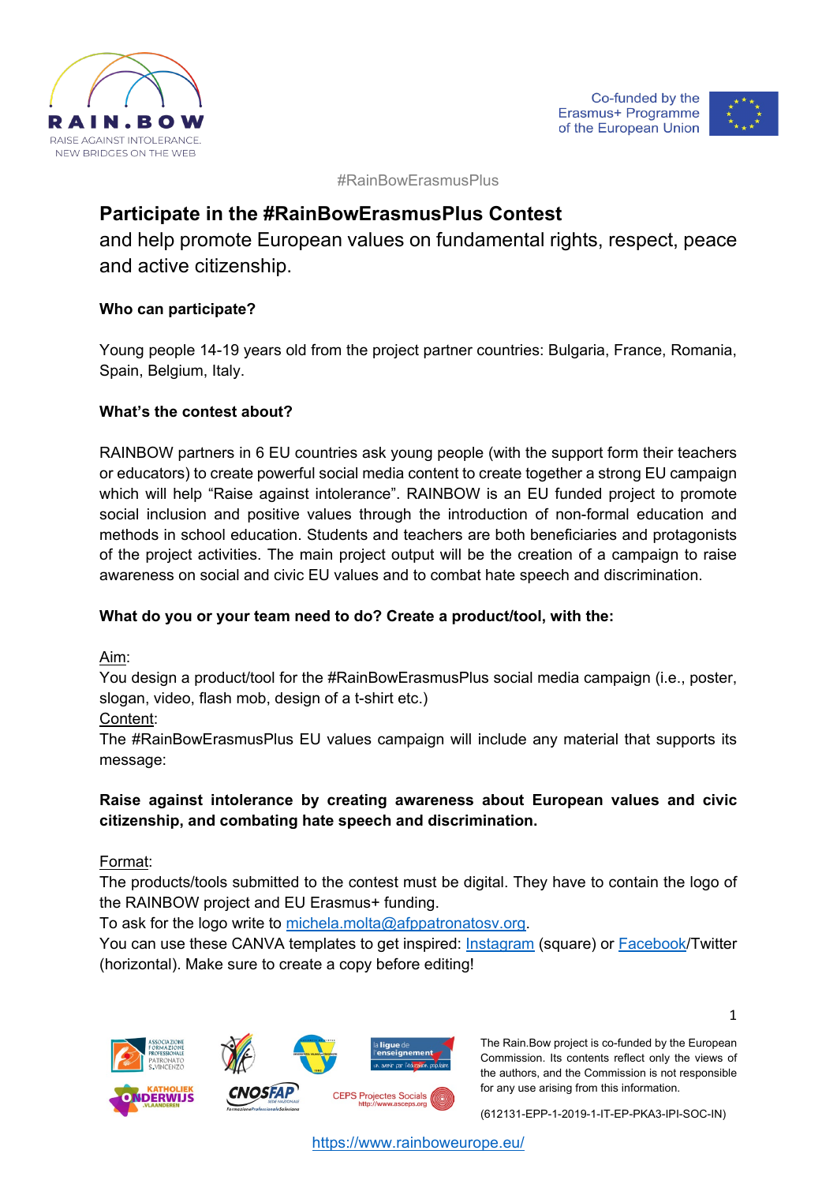#RainBowErasmusPlus

## Participate in the #RainBowErasmusPlus Contest

and help promote European values on fundamental rights, respect, peace and active citizenship.

**Who can participate?**

Young people 14-19 years old from the project partner countries: Bulgaria, France, Romania, Spain, Belgium, Italy.

**What's the contest about?**

RAINBOW partners in 6 EU countries ask young people (with the support form their teachers or educators) to create powerful social media content to create together a strong EU campaign which will help "Raise against intolerance". RAINBOW is an EU funded project to promote social inclusion and positive values through the introduction of non-formal education and methods in school education. Students and teachers are both beneficiaries and protagonists of the project activities. The main project output will be the creation of a campaign to raise awareness on social and civic EU values and to combat hate speech and discrimination.

**What do you or your team need to do? Create a product/tool, with the:**

Aim:
You design a product/tool for the #RainBowErasmusPlus social media campaign (i.e., poster, slogan, video, flash mob, design of a t-shirt etc.)
Content:
The #RainBowErasmusPlus EU values campaign will include any material that supports its message:

**Raise against intolerance by creating awareness about European values and civic citizenship, and combating hate speech and discrimination.**

Format:
The products/tools submitted to the contest must be digital. They have to contain the logo of the RAINBOW project and EU Erasmus+ funding.
To ask for the logo write to michela.molta@afppatronatosv.org.
You can use these CANVA templates to get inspired: Instagram (square) or Facebook/Twitter (horizontal). Make sure to create a copy before editing!

The Rain.Bow project is co-funded by the European Commission. Its contents reflect only the views of the authors, and the Commission is not responsible for any use arising from this information.

(612131-EPP-1-2019-1-IT-EP-PKA3-IPI-SOC-IN)

https://www.rainboweurope.eu/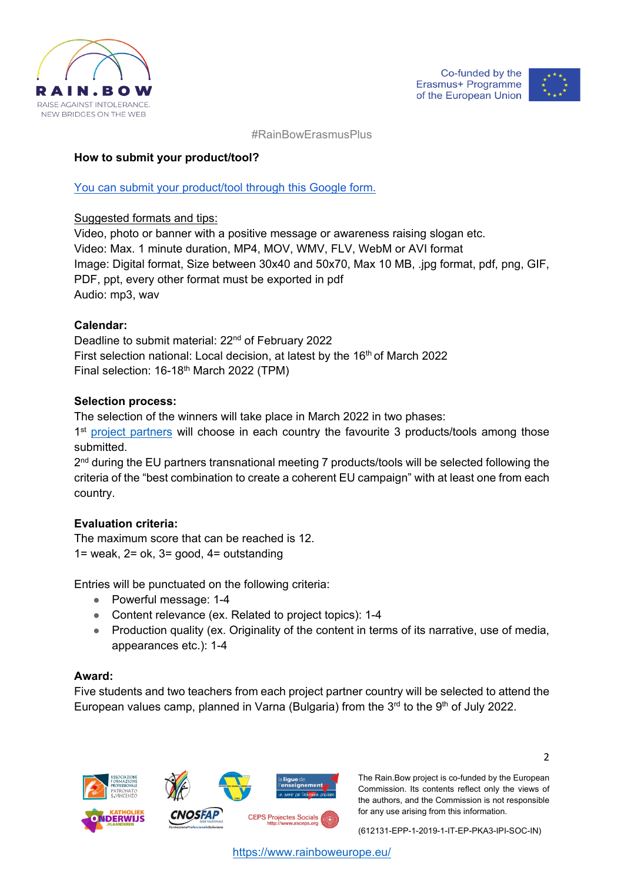#RainBowErasmusPlus

**How to submit your product/tool?**

You can submit your product/tool through this Google form.

Suggested formats and tips:
Video, photo or banner with a positive message or awareness raising slogan etc.
Video: Max. 1 minute duration, MP4, MOV, WMV, FLV, WebM or AVI format
Image: Digital format, Size between 30x40 and 50x70, Max 10 MB, .jpg format, pdf, png, GIF, PDF, ppt, every other format must be exported in pdf
Audio: mp3, wav

**Calendar:**
Deadline to submit material: 22nd of February 2022
First selection national: Local decision, at latest by the 16th of March 2022
Final selection: 16-18th March 2022 (TPM)

**Selection process:**
The selection of the winners will take place in March 2022 in two phases:
1st project partners will choose in each country the favourite 3 products/tools among those submitted.
2nd during the EU partners transnational meeting 7 products/tools will be selected following the criteria of the "best combination to create a coherent EU campaign" with at least one from each country.

**Evaluation criteria:**
The maximum score that can be reached is 12.
1= weak, 2= ok, 3= good, 4= outstanding

Entries will be punctuated on the following criteria:

- Powerful message: 1-4
- Content relevance (ex. Related to project topics): 1-4
- Production quality (ex. Originality of the content in terms of its narrative, use of media, appearances etc.): 1-4

**Award:**
Five students and two teachers from each project partner country will be selected to attend the European values camp, planned in Varna (Bulgaria) from the 3rd to the 9th of July 2022.

The Rain.Bow project is co-funded by the European Commission. Its contents reflect only the views of the authors, and the Commission is not responsible for any use arising from this information.

(612131-EPP-1-2019-1-IT-EP-PKA3-IPI-SOC-IN)

https://www.rainboweurope.eu/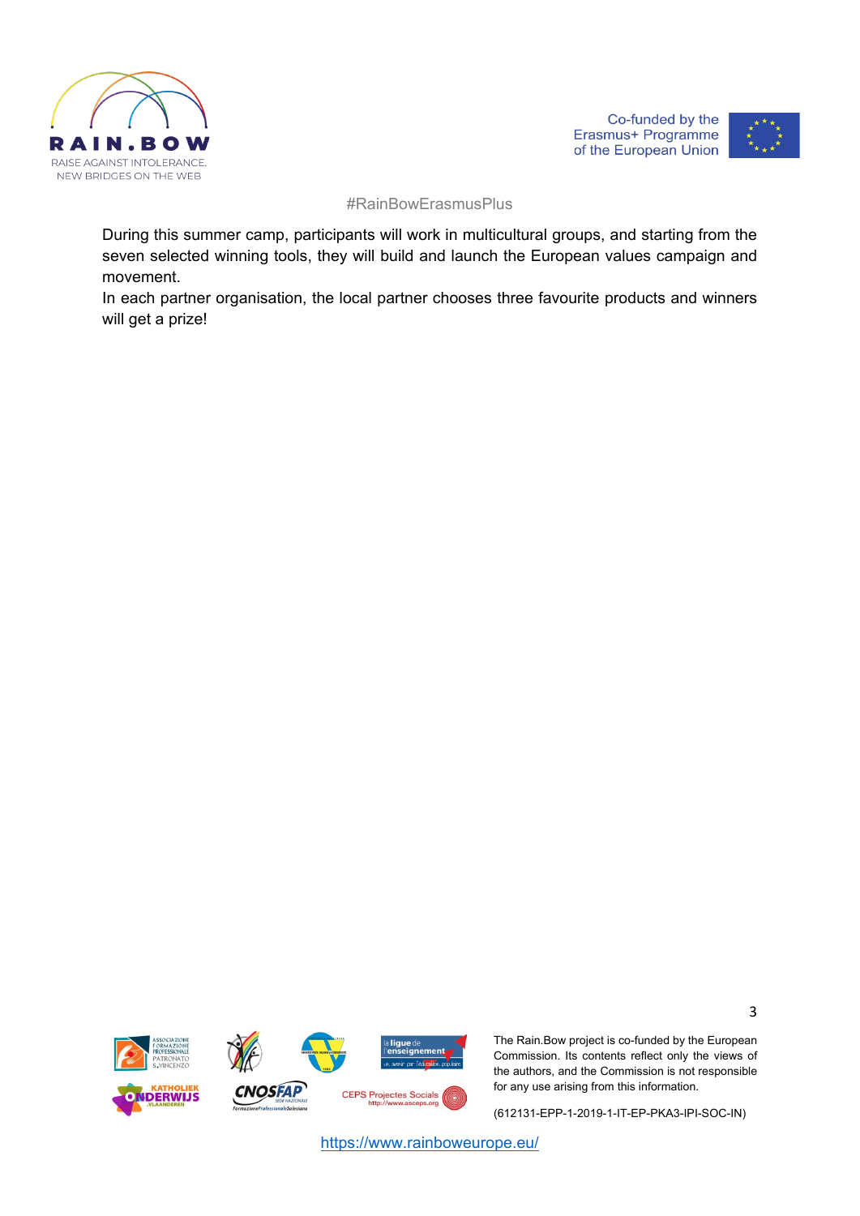During this summer camp, participants will work in multicultural groups, and starting from the seven selected winning tools, they will build and launch the European values campaign and movement.

In each partner organisation, the local partner chooses three favourite products and winners will get a prize!